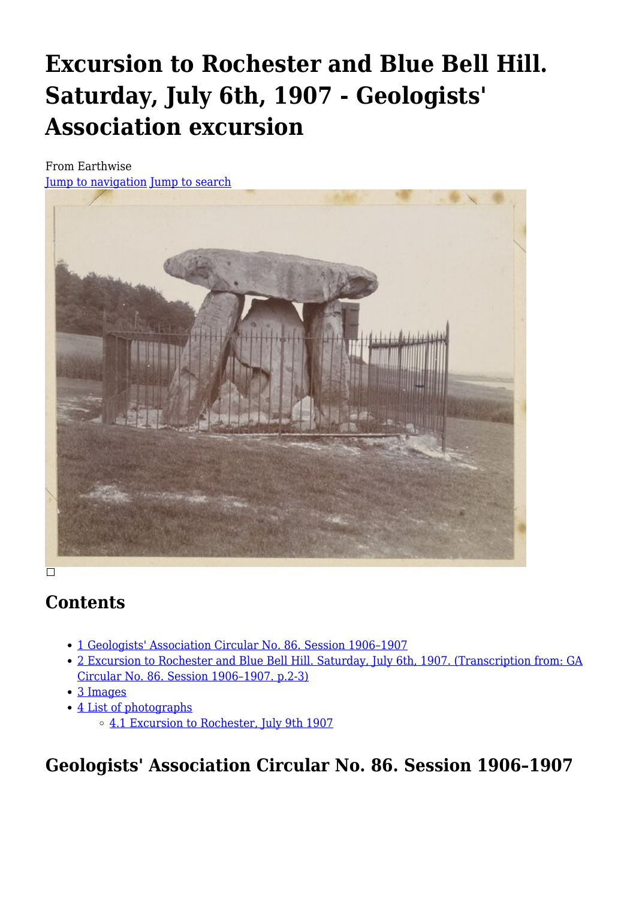# Excursion to Rochester and Blue Bell Hill. Saturday, July 6th, 1907 - Geologists' Association excursion

From Earthwise

Jump to navigation Jump to search

## Contents

- 1 Geologists' Association Circular No. 86. Session 1906–1907
- 2 Excursion to Rochester and Blue Bell Hill. Saturday, July 6th, 1907. (Transcription from: GA Circular No. 86. Session 1906–1907. p.2-3)
- 3 Images
- 4 List of photographs
  - 4.1 Excursion to Rochester, July 9th 1907

## Geologists' Association Circular No. 86. Session 1906–1907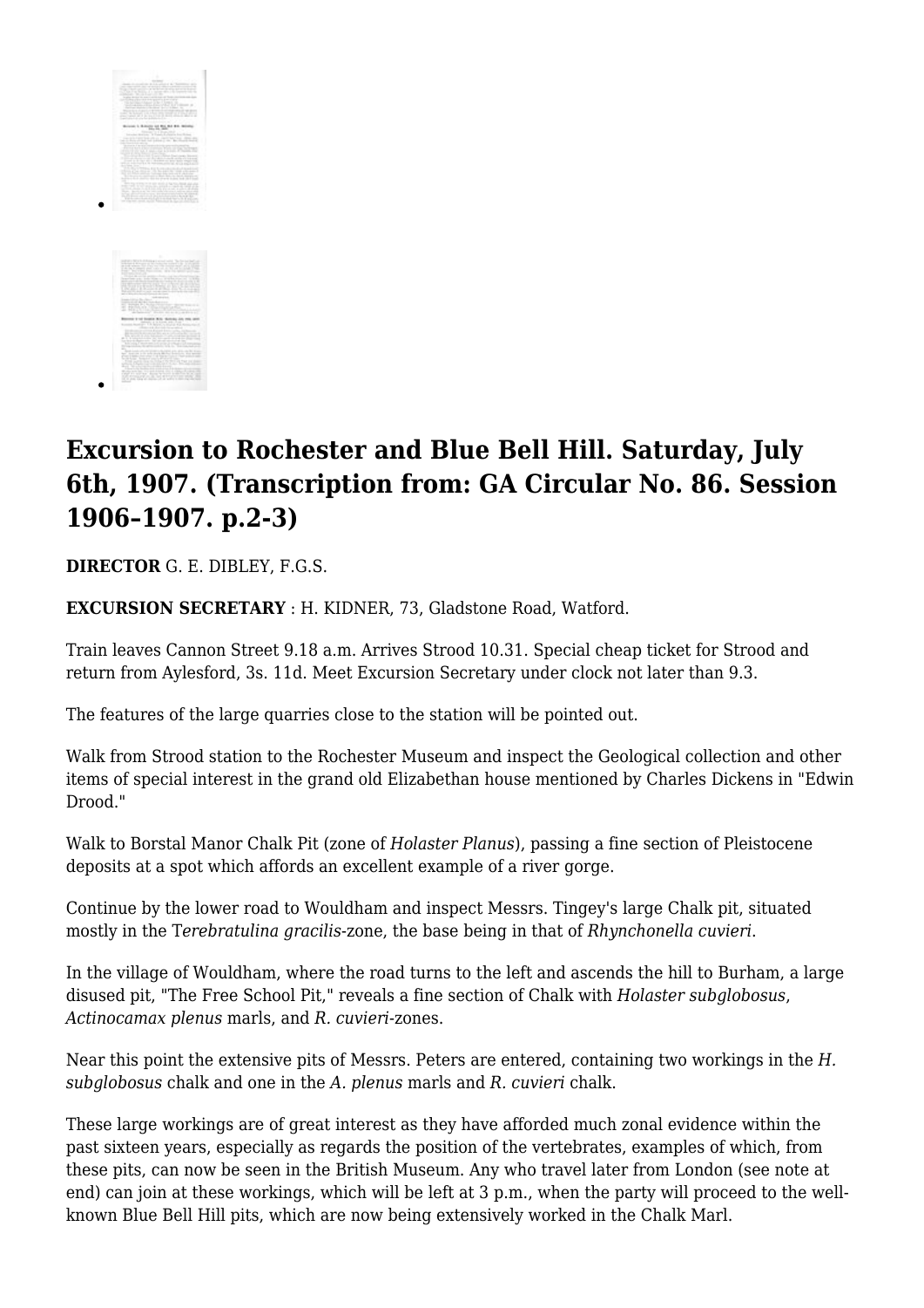## Excursion to Rochester and Blue Bell Hill. Saturday, July 6th, 1907. (Transcription from: GA Circular No. 86. Session 1906–1907. p.2-3)

**DIRECTOR** G. E. DIBLEY, F.G.S.

**EXCURSION SECRETARY** : H. KIDNER, 73, Gladstone Road, Watford.

Train leaves Cannon Street 9.18 a.m. Arrives Strood 10.31. Special cheap ticket for Strood and return from Aylesford, 3s. 11d. Meet Excursion Secretary under clock not later than 9.3.

The features of the large quarries close to the station will be pointed out.

Walk from Strood station to the Rochester Museum and inspect the Geological collection and other items of special interest in the grand old Elizabethan house mentioned by Charles Dickens in "Edwin Drood."

Walk to Borstal Manor Chalk Pit (zone of *Holaster Planus*), passing a fine section of Pleistocene deposits at a spot which affords an excellent example of a river gorge.

Continue by the lower road to Wouldham and inspect Messrs. Tingey's large Chalk pit, situated mostly in the T*erebratulina gracilis*-zone, the base being in that of *Rhynchonella cuvieri*.

In the village of Wouldham, where the road turns to the left and ascends the hill to Burham, a large disused pit, "The Free School Pit," reveals a fine section of Chalk with *Holaster subglobosus*, *Actinocamax plenus* marls, and *R. cuvieri*-zones.

Near this point the extensive pits of Messrs. Peters are entered, containing two workings in the *H. subglobosus* chalk and one in the *A. plenus* marls and *R. cuvieri* chalk.

These large workings are of great interest as they have afforded much zonal evidence within the past sixteen years, especially as regards the position of the vertebrates, examples of which, from these pits, can now be seen in the British Museum. Any who travel later from London (see note at end) can join at these workings, which will be left at 3 p.m., when the party will proceed to the well-known Blue Bell Hill pits, which are now being extensively worked in the Chalk Marl.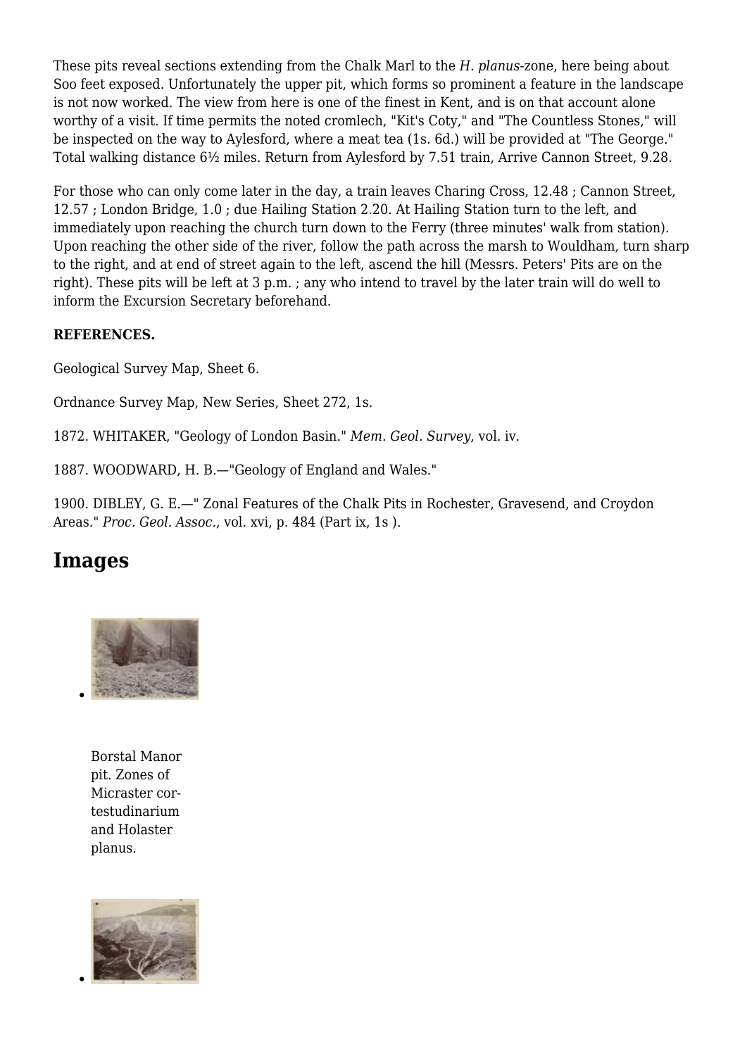These pits reveal sections extending from the Chalk Marl to the *H. planus*-zone, here being about Soo feet exposed. Unfortunately the upper pit, which forms so prominent a feature in the landscape is not now worked. The view from here is one of the finest in Kent, and is on that account alone worthy of a visit. If time permits the noted cromlech, "Kit's Coty," and "The Countless Stones," will be inspected on the way to Aylesford, where a meat tea (1s. 6d.) will be provided at "The George." Total walking distance 6½ miles. Return from Aylesford by 7.51 train, Arrive Cannon Street, 9.28.

For those who can only come later in the day, a train leaves Charing Cross, 12.48 ; Cannon Street, 12.57 ; London Bridge, 1.0 ; due Hailing Station 2.20. At Hailing Station turn to the left, and immediately upon reaching the church turn down to the Ferry (three minutes' walk from station). Upon reaching the other side of the river, follow the path across the marsh to Wouldham, turn sharp to the right, and at end of street again to the left, ascend the hill (Messrs. Peters' Pits are on the right). These pits will be left at 3 p.m. ; any who intend to travel by the later train will do well to inform the Excursion Secretary beforehand.

**REFERENCES.**

Geological Survey Map, Sheet 6.

Ordnance Survey Map, New Series, Sheet 272, 1s.

1872. WHITAKER, "Geology of London Basin." *Mem. Geol. Survey*, vol. iv.

1887. WOODWARD, H. B.—"Geology of England and Wales."

1900. DIBLEY, G. E.—" Zonal Features of the Chalk Pits in Rochester, Gravesend, and Croydon Areas." *Proc. Geol. Assoc.*, vol. xvi, p. 484 (Part ix, 1s ).

## Images

- Borstal Manor pit. Zones of Micraster cor-testudinarium and Holaster planus.

-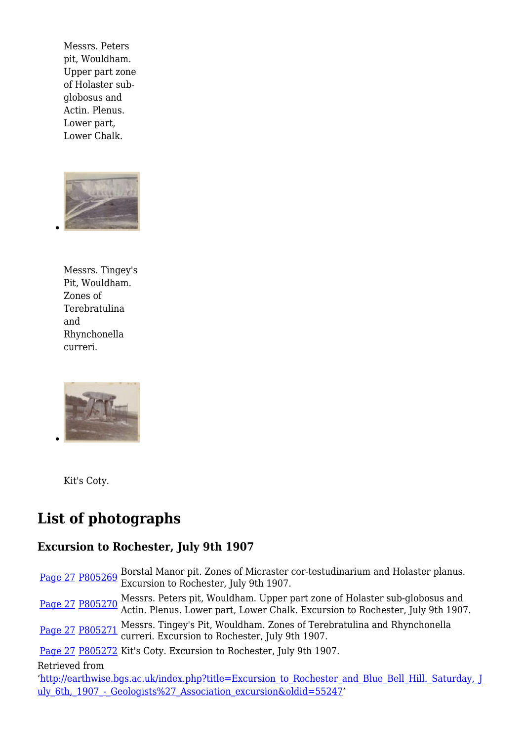Messrs. Peters pit, Wouldham. Upper part zone of Holaster sub-globosus and Actin. Plenus. Lower part, Lower Chalk.

Messrs. Tingey's Pit, Wouldham. Zones of Terebratulina and Rhynchonella curreri.

Kit's Coty.

## List of photographs

### Excursion to Rochester, July 9th 1907

| | | |
|---|---|---|
| Page 27 | P805269 | Borstal Manor pit. Zones of Micraster cor-testudinarium and Holaster planus. Excursion to Rochester, July 9th 1907. |
| Page 27 | P805270 | Messrs. Peters pit, Wouldham. Upper part zone of Holaster sub-globosus and Actin. Plenus. Lower part, Lower Chalk. Excursion to Rochester, July 9th 1907. |
| Page 27 | P805271 | Messrs. Tingey's Pit, Wouldham. Zones of Terebratulina and Rhynchonella curreri. Excursion to Rochester, July 9th 1907. |
| Page 27 | P805272 | Kit's Coty. Excursion to Rochester, July 9th 1907. |

Retrieved from 'http://earthwise.bgs.ac.uk/index.php?title=Excursion_to_Rochester_and_Blue_Bell_Hill._Saturday,_July_6th,_1907_-_Geologists%27_Association_excursion&oldid=55247'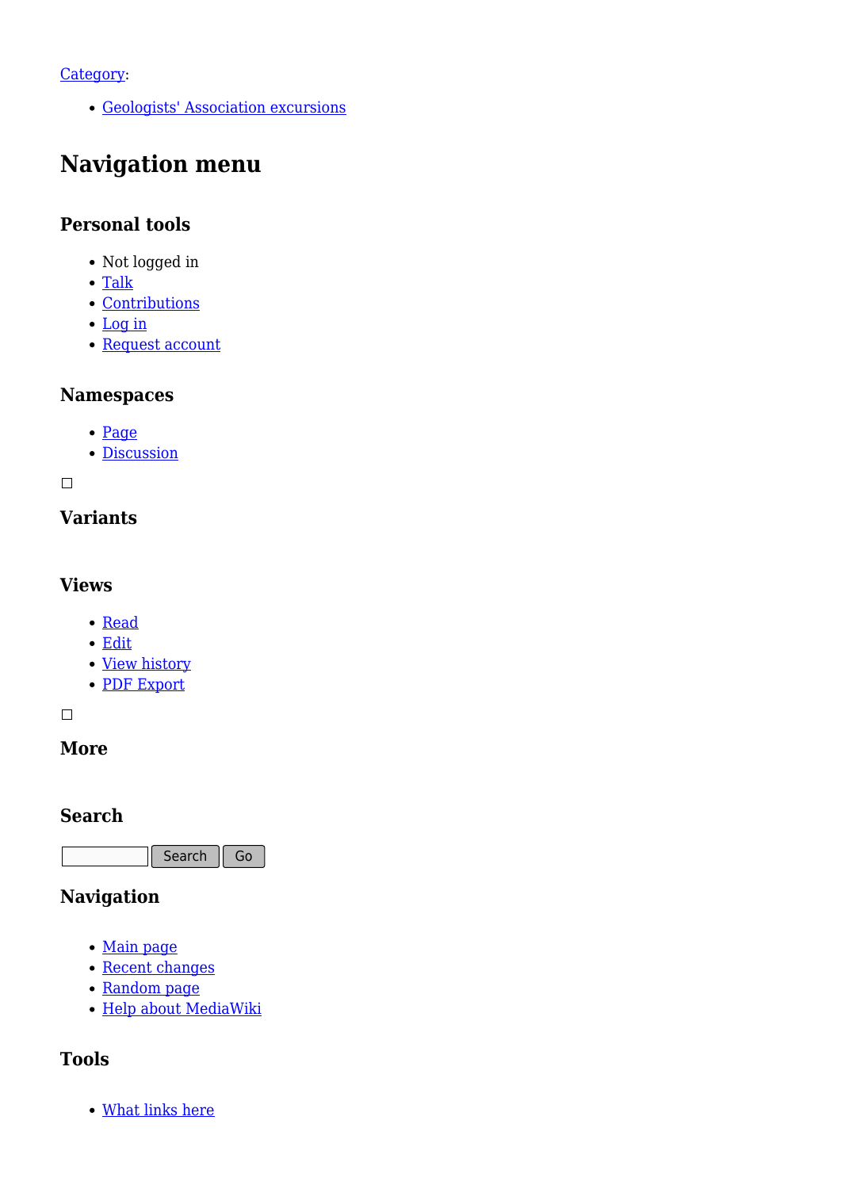Category:

- Geologists' Association excursions

# Navigation menu

### Personal tools

- Not logged in
- Talk
- Contributions
- Log in
- Request account

### Namespaces

- Page
- Discussion

### Variants

### Views

- Read
- Edit
- View history
- PDF Export

### More

### Search

Search Go

### Navigation

- Main page
- Recent changes
- Random page
- Help about MediaWiki

### Tools

- What links here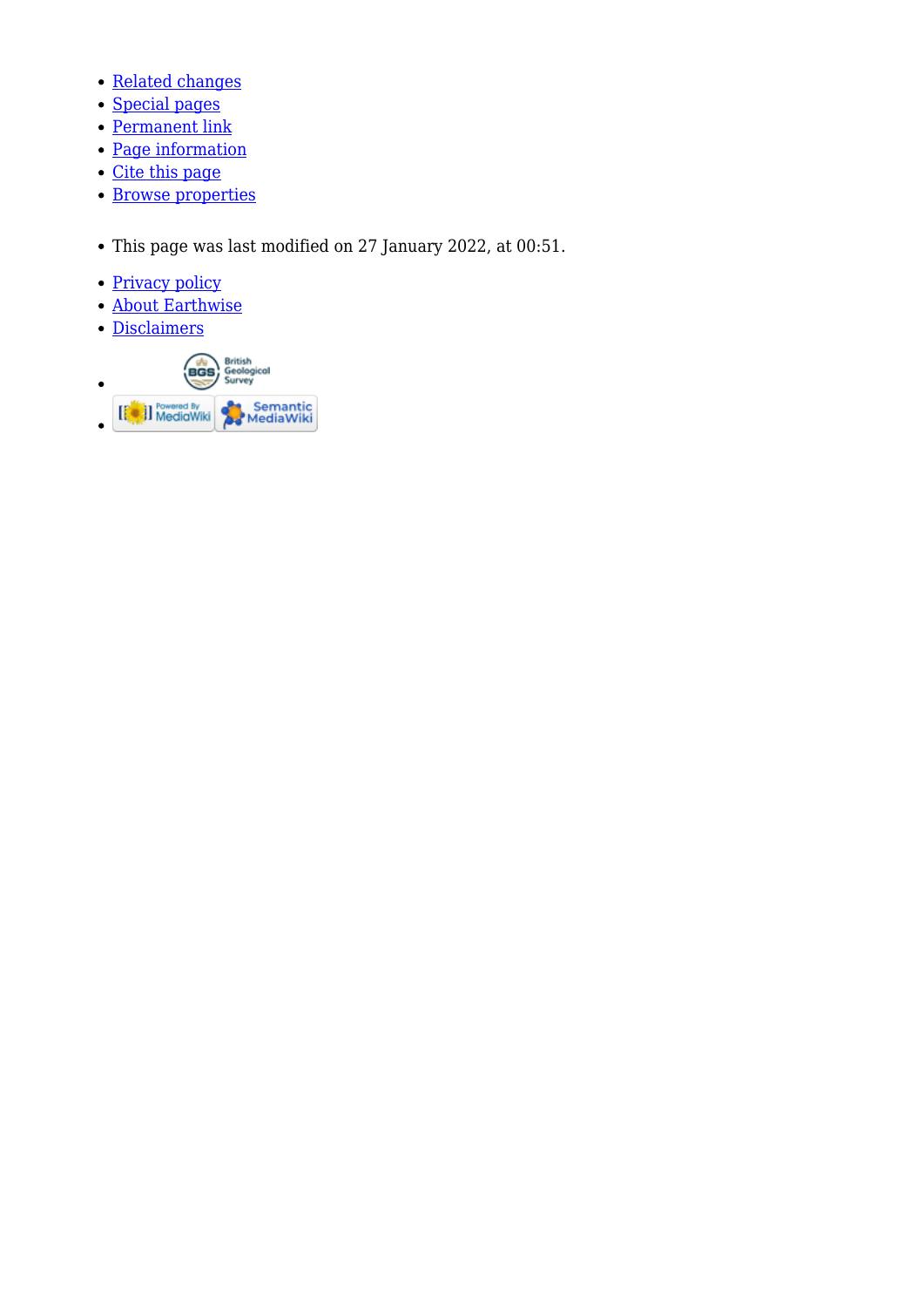- Related changes
- Special pages
- Permanent link
- Page information
- Cite this page
- Browse properties

- This page was last modified on 27 January 2022, at 00:51.

- Privacy policy
- About Earthwise
- Disclaimers